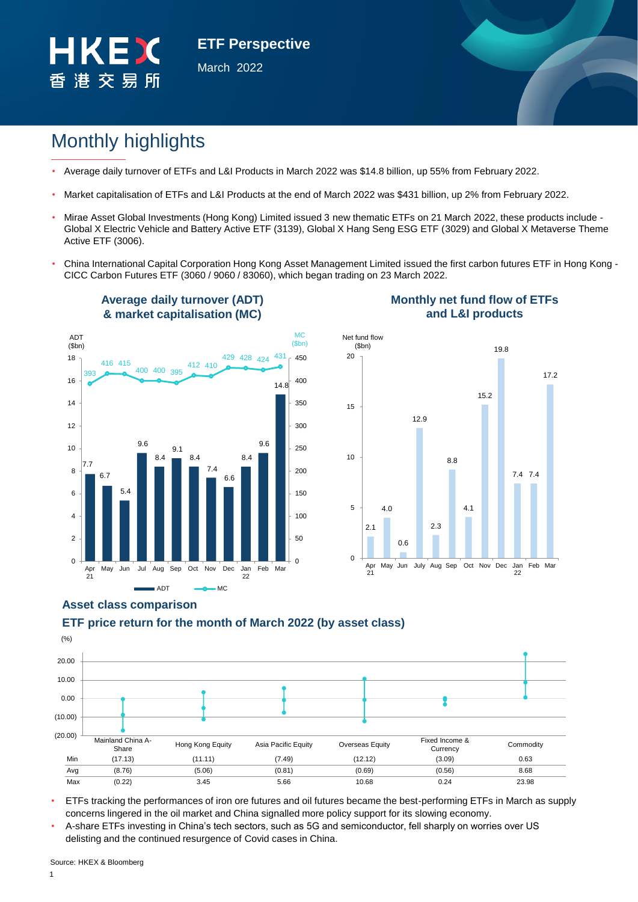# ETF Perspective

March 2022

## Monthly highlights

- Average daily turnover of ETFs and L&I Products in March 2022 was $14.8 billion, up 55% from February 2022.
- Market capitalisation of ETFs and L&I Products at the end of March 2022 was $431 billion, up 2% from February 2022.
- Mirae Asset Global Investments (Hong Kong) Limited issued 3 new thematic ETFs on 21 March 2022, these products include - Global X Electric Vehicle and Battery Active ETF (3139), Global X Hang Seng ESG ETF (3029) and Global X Metaverse Theme Active ETF (3006).
- China International Capital Corporation Hong Kong Asset Management Limited issued the first carbon futures ETF in Hong Kong - CICC Carbon Futures ETF (3060 / 9060 / 83060), which began trading on 23 March 2022.

### Average daily turnover (ADT) & market capitalisation (MC)

| Month | ADT ($bn) | MC ($bn) |
|---|---|---|
| Apr 21 | 7.7 | 393 |
| May | 6.7 | 416 |
| Jun | 5.4 | 415 |
| Jul | 9.6 | 400 |
| Aug | 8.4 | 400 |
| Sep | 9.1 | 395 |
| Oct | 8.4 | 412 |
| Nov | 7.4 | 410 |
| Dec | 6.6 | 429 |
| Jan 22 | 8.4 | 428 |
| Feb | 9.6 | 424 |
| Mar | 14.8 | 431 |

### Monthly net fund flow of ETFs and L&I products

| Month | Net fund flow ($bn) |
|---|---|
| Apr 21 | 2.1 |
| May | 4.0 |
| Jun | 0.6 |
| July | 12.9 |
| Aug | 2.3 |
| Sep | 8.8 |
| Oct | 4.1 |
| Nov | 15.2 |
| Dec | 19.8 |
| Jan 22 | 7.4 |
| Feb | 7.4 |
| Mar | 17.2 |

### Asset class comparison

### ETF price return for the month of March 2022 (by asset class)

(%)

| | Mainland China A-Share | Hong Kong Equity | Asia Pacific Equity | Overseas Equity | Fixed Income & Currency | Commodity |
|---|---|---|---|---|---|---|
| Min | (17.13) | (11.11) | (7.49) | (12.12) | (3.09) | 0.63 |
| Avg | (8.76) | (5.06) | (0.81) | (0.69) | (0.56) | 8.68 |
| Max | (0.22) | 3.45 | 5.66 | 10.68 | 0.24 | 23.98 |

- ETFs tracking the performances of iron ore futures and oil futures became the best-performing ETFs in March as supply concerns lingered in the oil market and China signalled more policy support for its slowing economy.
- A-share ETFs investing in China's tech sectors, such as 5G and semiconductor, fell sharply on worries over US delisting and the continued resurgence of Covid cases in China.

Source: HKEX & Bloomberg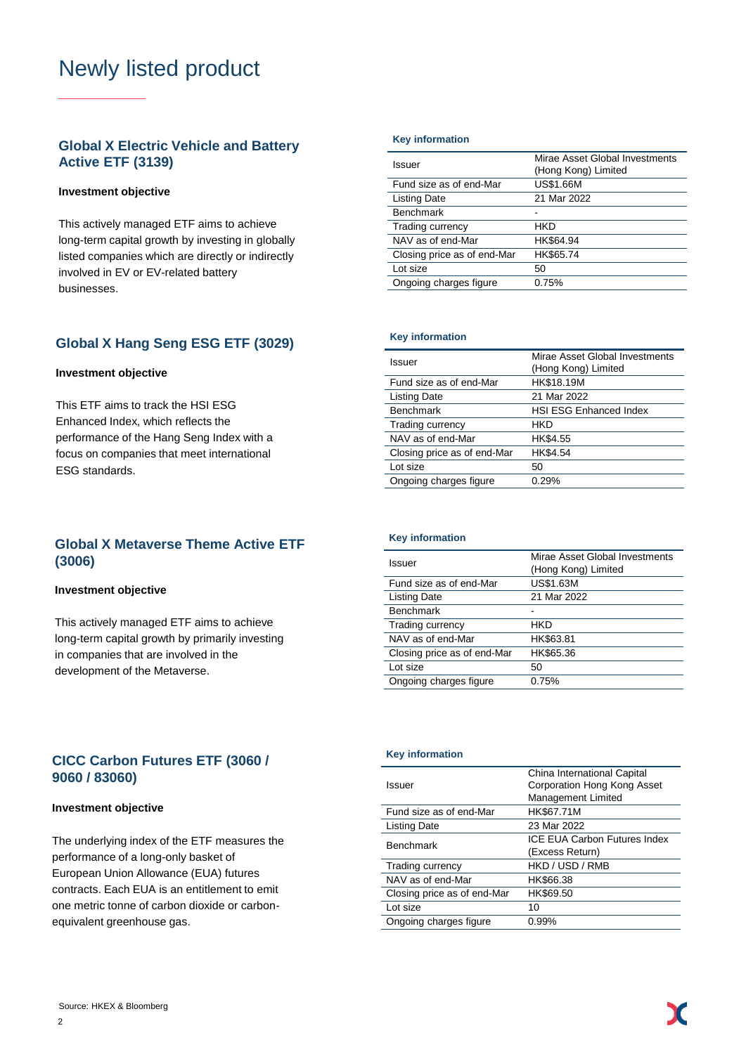# Newly listed product

## Global X Electric Vehicle and Battery Active ETF (3139)

**Investment objective**

This actively managed ETF aims to achieve long-term capital growth by investing in globally listed companies which are directly or indirectly involved in EV or EV-related battery businesses.

**Key information**

| Issuer | Mirae Asset Global Investments (Hong Kong) Limited |
|---|---|
| Fund size as of end-Mar | US$1.66M |
| Listing Date | 21 Mar 2022 |
| Benchmark | - |
| Trading currency | HKD |
| NAV as of end-Mar | HK$64.94 |
| Closing price as of end-Mar | HK$65.74 |
| Lot size | 50 |
| Ongoing charges figure | 0.75% |

## Global X Hang Seng ESG ETF (3029)

**Investment objective**

This ETF aims to track the HSI ESG Enhanced Index, which reflects the performance of the Hang Seng Index with a focus on companies that meet international ESG standards.

**Key information**

| Issuer | Mirae Asset Global Investments (Hong Kong) Limited |
|---|---|
| Fund size as of end-Mar | HK$18.19M |
| Listing Date | 21 Mar 2022 |
| Benchmark | HSI ESG Enhanced Index |
| Trading currency | HKD |
| NAV as of end-Mar | HK$4.55 |
| Closing price as of end-Mar | HK$4.54 |
| Lot size | 50 |
| Ongoing charges figure | 0.29% |

## Global X Metaverse Theme Active ETF (3006)

**Investment objective**

This actively managed ETF aims to achieve long-term capital growth by primarily investing in companies that are involved in the development of the Metaverse.

**Key information**

| Issuer | Mirae Asset Global Investments (Hong Kong) Limited |
|---|---|
| Fund size as of end-Mar | US$1.63M |
| Listing Date | 21 Mar 2022 |
| Benchmark | - |
| Trading currency | HKD |
| NAV as of end-Mar | HK$63.81 |
| Closing price as of end-Mar | HK$65.36 |
| Lot size | 50 |
| Ongoing charges figure | 0.75% |

## CICC Carbon Futures ETF (3060 / 9060 / 83060)

**Investment objective**

The underlying index of the ETF measures the performance of a long-only basket of European Union Allowance (EUA) futures contracts. Each EUA is an entitlement to emit one metric tonne of carbon dioxide or carbon-equivalent greenhouse gas.

**Key information**

| Issuer | China International Capital Corporation Hong Kong Asset Management Limited |
|---|---|
| Fund size as of end-Mar | HK$67.71M |
| Listing Date | 23 Mar 2022 |
| Benchmark | ICE EUA Carbon Futures Index (Excess Return) |
| Trading currency | HKD / USD / RMB |
| NAV as of end-Mar | HK$66.38 |
| Closing price as of end-Mar | HK$69.50 |
| Lot size | 10 |
| Ongoing charges figure | 0.99% |

Source: HKEX & Bloomberg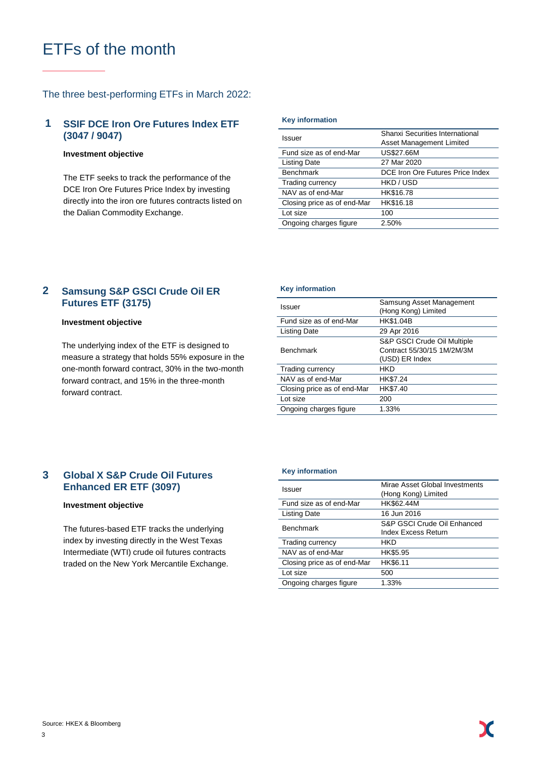# ETFs of the month

## The three best-performing ETFs in March 2022:

### 1 SSIF DCE Iron Ore Futures Index ETF (3047 / 9047)

**Investment objective**

The ETF seeks to track the performance of the DCE Iron Ore Futures Price Index by investing directly into the iron ore futures contracts listed on the Dalian Commodity Exchange.

**Key information**

| | |
|---|---|
| Issuer | Shanxi Securities International Asset Management Limited |
| Fund size as of end-Mar | US$27.66M |
| Listing Date | 27 Mar 2020 |
| Benchmark | DCE Iron Ore Futures Price Index |
| Trading currency | HKD / USD |
| NAV as of end-Mar | HK$16.78 |
| Closing price as of end-Mar | HK$16.18 |
| Lot size | 100 |
| Ongoing charges figure | 2.50% |

### 2 Samsung S&P GSCI Crude Oil ER Futures ETF (3175)

**Investment objective**

The underlying index of the ETF is designed to measure a strategy that holds 55% exposure in the one-month forward contract, 30% in the two-month forward contract, and 15% in the three-month forward contract.

**Key information**

| | |
|---|---|
| Issuer | Samsung Asset Management (Hong Kong) Limited |
| Fund size as of end-Mar | HK$1.04B |
| Listing Date | 29 Apr 2016 |
| Benchmark | S&P GSCI Crude Oil Multiple Contract 55/30/15 1M/2M/3M (USD) ER Index |
| Trading currency | HKD |
| NAV as of end-Mar | HK$7.24 |
| Closing price as of end-Mar | HK$7.40 |
| Lot size | 200 |
| Ongoing charges figure | 1.33% |

### 3 Global X S&P Crude Oil Futures Enhanced ER ETF (3097)

**Investment objective**

The futures-based ETF tracks the underlying index by investing directly in the West Texas Intermediate (WTI) crude oil futures contracts traded on the New York Mercantile Exchange.

**Key information**

| | |
|---|---|
| Issuer | Mirae Asset Global Investments (Hong Kong) Limited |
| Fund size as of end-Mar | HK$62.44M |
| Listing Date | 16 Jun 2016 |
| Benchmark | S&P GSCI Crude Oil Enhanced Index Excess Return |
| Trading currency | HKD |
| NAV as of end-Mar | HK$5.95 |
| Closing price as of end-Mar | HK$6.11 |
| Lot size | 500 |
| Ongoing charges figure | 1.33% |

Source: HKEX & Bloomberg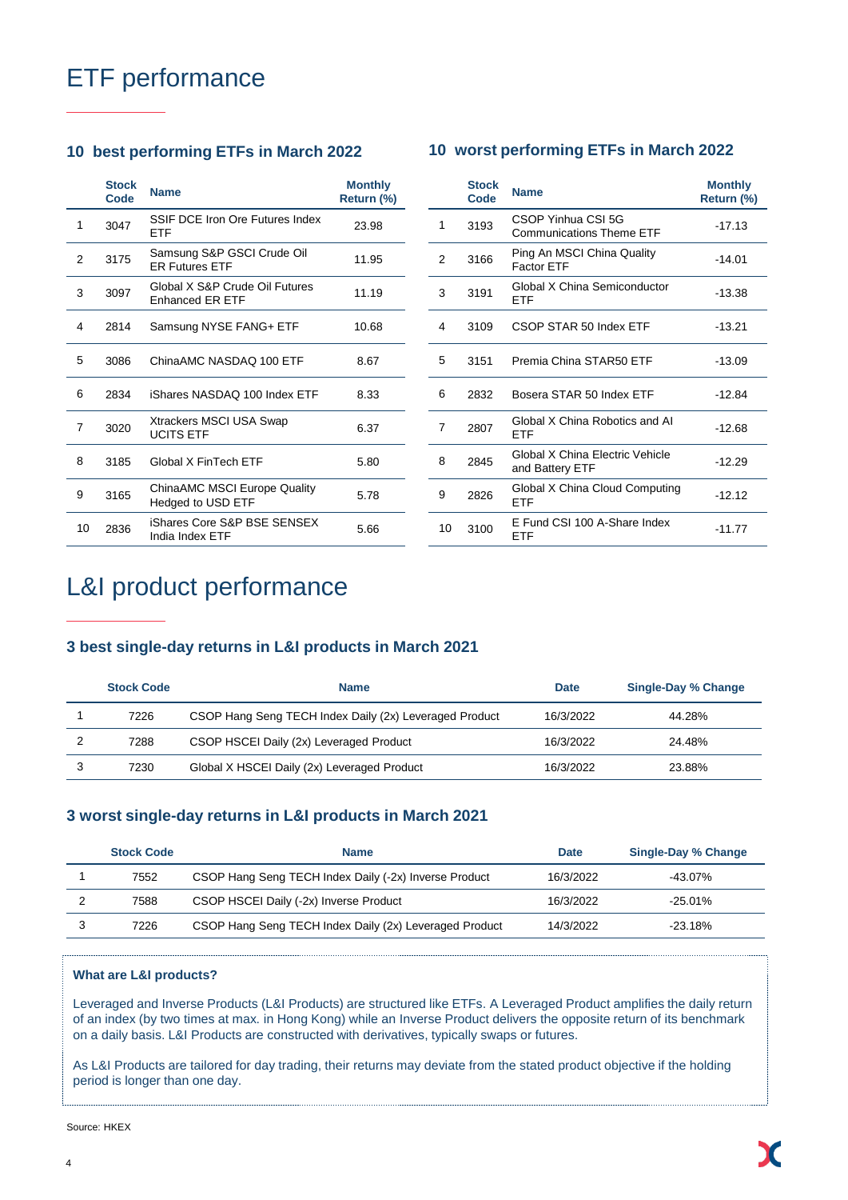# ETF performance

### 10 best performing ETFs in March 2022

| | Stock Code | Name | Monthly Return (%) |
|---|---|---|---|
| 1 | 3047 | SSIF DCE Iron Ore Futures Index ETF | 23.98 |
| 2 | 3175 | Samsung S&P GSCI Crude Oil ER Futures ETF | 11.95 |
| 3 | 3097 | Global X S&P Crude Oil Futures Enhanced ER ETF | 11.19 |
| 4 | 2814 | Samsung NYSE FANG+ ETF | 10.68 |
| 5 | 3086 | ChinaAMC NASDAQ 100 ETF | 8.67 |
| 6 | 2834 | iShares NASDAQ 100 Index ETF | 8.33 |
| 7 | 3020 | Xtrackers MSCI USA Swap UCITS ETF | 6.37 |
| 8 | 3185 | Global X FinTech ETF | 5.80 |
| 9 | 3165 | ChinaAMC MSCI Europe Quality Hedged to USD ETF | 5.78 |
| 10 | 2836 | iShares Core S&P BSE SENSEX India Index ETF | 5.66 |

### 10 worst performing ETFs in March 2022

| | Stock Code | Name | Monthly Return (%) |
|---|---|---|---|
| 1 | 3193 | CSOP Yinhua CSI 5G Communications Theme ETF | -17.13 |
| 2 | 3166 | Ping An MSCI China Quality Factor ETF | -14.01 |
| 3 | 3191 | Global X China Semiconductor ETF | -13.38 |
| 4 | 3109 | CSOP STAR 50 Index ETF | -13.21 |
| 5 | 3151 | Premia China STAR50 ETF | -13.09 |
| 6 | 2832 | Bosera STAR 50 Index ETF | -12.84 |
| 7 | 2807 | Global X China Robotics and AI ETF | -12.68 |
| 8 | 2845 | Global X China Electric Vehicle and Battery ETF | -12.29 |
| 9 | 2826 | Global X China Cloud Computing ETF | -12.12 |
| 10 | 3100 | E Fund CSI 100 A-Share Index ETF | -11.77 |

# L&I product performance

### 3 best single-day returns in L&I products in March 2021

| | Stock Code | Name | Date | Single-Day % Change |
|---|---|---|---|---|
| 1 | 7226 | CSOP Hang Seng TECH Index Daily (2x) Leveraged Product | 16/3/2022 | 44.28% |
| 2 | 7288 | CSOP HSCEI Daily (2x) Leveraged Product | 16/3/2022 | 24.48% |
| 3 | 7230 | Global X HSCEI Daily (2x) Leveraged Product | 16/3/2022 | 23.88% |

### 3 worst single-day returns in L&I products in March 2021

| | Stock Code | Name | Date | Single-Day % Change |
|---|---|---|---|---|
| 1 | 7552 | CSOP Hang Seng TECH Index Daily (-2x) Inverse Product | 16/3/2022 | -43.07% |
| 2 | 7588 | CSOP HSCEI Daily (-2x) Inverse Product | 16/3/2022 | -25.01% |
| 3 | 7226 | CSOP Hang Seng TECH Index Daily (2x) Leveraged Product | 14/3/2022 | -23.18% |

**What are L&I products?**

Leveraged and Inverse Products (L&I Products) are structured like ETFs. A Leveraged Product amplifies the daily return of an index (by two times at max. in Hong Kong) while an Inverse Product delivers the opposite return of its benchmark on a daily basis. L&I Products are constructed with derivatives, typically swaps or futures.

As L&I Products are tailored for day trading, their returns may deviate from the stated product objective if the holding period is longer than one day.

Source: HKEX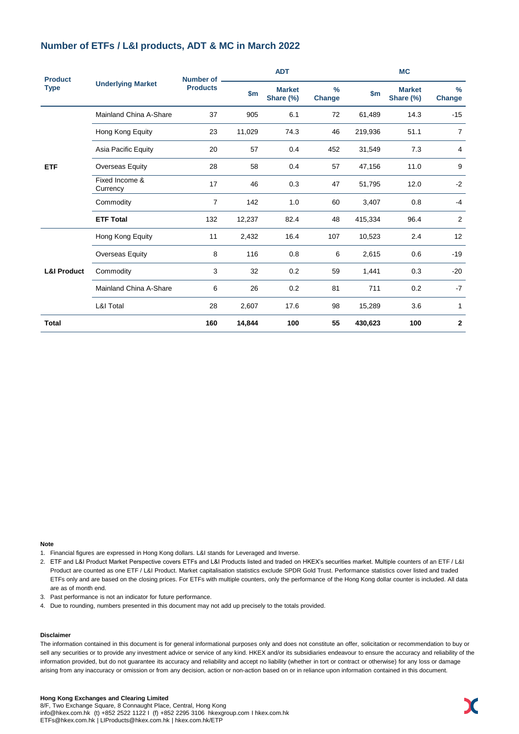## Number of ETFs / L&I products, ADT & MC in March 2022

| Product Type | Underlying Market | Number of Products | ADT | | | MC | | |
|---|---|---|---|---|---|---|---|---|
| | | | $m | Market Share (%) | % Change | $m | Market Share (%) | % Change |
| ETF | Mainland China A-Share | 37 | 905 | 6.1 | 72 | 61,489 | 14.3 | -15 |
| | Hong Kong Equity | 23 | 11,029 | 74.3 | 46 | 219,936 | 51.1 | 7 |
| | Asia Pacific Equity | 20 | 57 | 0.4 | 452 | 31,549 | 7.3 | 4 |
| | Overseas Equity | 28 | 58 | 0.4 | 57 | 47,156 | 11.0 | 9 |
| | Fixed Income & Currency | 17 | 46 | 0.3 | 47 | 51,795 | 12.0 | -2 |
| | Commodity | 7 | 142 | 1.0 | 60 | 3,407 | 0.8 | -4 |
| | **ETF Total** | 132 | 12,237 | 82.4 | 48 | 415,334 | 96.4 | 2 |
| L&I Product | Hong Kong Equity | 11 | 2,432 | 16.4 | 107 | 10,523 | 2.4 | 12 |
| | Overseas Equity | 8 | 116 | 0.8 | 6 | 2,615 | 0.6 | -19 |
| | Commodity | 3 | 32 | 0.2 | 59 | 1,441 | 0.3 | -20 |
| | Mainland China A-Share | 6 | 26 | 0.2 | 81 | 711 | 0.2 | -7 |
| | L&I Total | 28 | 2,607 | 17.6 | 98 | 15,289 | 3.6 | 1 |
| **Total** | | **160** | **14,844** | **100** | **55** | **430,623** | **100** | **2** |

**Note**

1. Financial figures are expressed in Hong Kong dollars. L&I stands for Leveraged and Inverse.
2. ETF and L&I Product Market Perspective covers ETFs and L&I Products listed and traded on HKEX's securities market. Multiple counters of an ETF / L&I Product are counted as one ETF / L&I Product. Market capitalisation statistics exclude SPDR Gold Trust. Performance statistics cover listed and traded ETFs only and are based on the closing prices. For ETFs with multiple counters, only the performance of the Hong Kong dollar counter is included. All data are as of month end.
3. Past performance is not an indicator for future performance.
4. Due to rounding, numbers presented in this document may not add up precisely to the totals provided.

**Disclaimer**

The information contained in this document is for general informational purposes only and does not constitute an offer, solicitation or recommendation to buy or sell any securities or to provide any investment advice or service of any kind. HKEX and/or its subsidiaries endeavour to ensure the accuracy and reliability of the information provided, but do not guarantee its accuracy and reliability and accept no liability (whether in tort or contract or otherwise) for any loss or damage arising from any inaccuracy or omission or from any decision, action or non-action based on or in reliance upon information contained in this document.

**Hong Kong Exchanges and Clearing Limited**
8/F, Two Exchange Square, 8 Connaught Place, Central, Hong Kong
info@hkex.com.hk (t) +852 2522 1122 I (f) +852 2295 3106 hkexgroup.com I hkex.com.hk
ETFs@hkex.com.hk | LIProducts@hkex.com.hk | hkex.com.hk/ETP